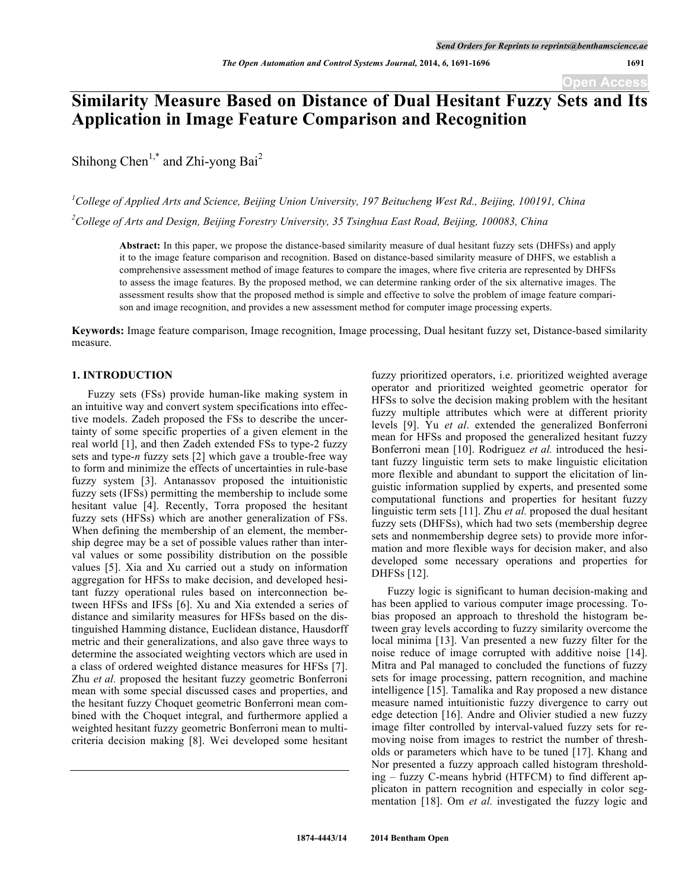# Similarity Measure Based on Distance of Dual Hesitant Fuzzy Sets and Its Application in Image Feature Comparison and Recognition

Shihong Chen[1,*] and Zhi-yong Bai[2]

[1]*College of Applied Arts and Science, Beijing Union University, 197 Beitucheng West Rd., Beijing, 100191, China*

[2]*College of Arts and Design, Beijing Forestry University, 35 Tsinghua East Road, Beijing, 100083, China*

**Abstract:** In this paper, we propose the distance-based similarity measure of dual hesitant fuzzy sets (DHFSs) and apply it to the image feature comparison and recognition. Based on distance-based similarity measure of DHFS, we establish a comprehensive assessment method of image features to compare the images, where five criteria are represented by DHFSs to assess the image features. By the proposed method, we can determine ranking order of the six alternative images. The assessment results show that the proposed method is simple and effective to solve the problem of image feature comparison and image recognition, and provides a new assessment method for computer image processing experts.

**Keywords:** Image feature comparison, Image recognition, Image processing, Dual hesitant fuzzy set, Distance-based similarity measure.

## 1. INTRODUCTION

Fuzzy sets (FSs) provide human-like making system in an intuitive way and convert system specifications into effective models. Zadeh proposed the FSs to describe the uncertainty of some specific properties of a given element in the real world [1], and then Zadeh extended FSs to type-2 fuzzy sets and type-*n* fuzzy sets [2] which gave a trouble-free way to form and minimize the effects of uncertainties in rule-base fuzzy system [3]. Antanassov proposed the intuitionistic fuzzy sets (IFSs) permitting the membership to include some hesitant value [4]. Recently, Torra proposed the hesitant fuzzy sets (HFSs) which are another generalization of FSs. When defining the membership of an element, the membership degree may be a set of possible values rather than interval values or some possibility distribution on the possible values [5]. Xia and Xu carried out a study on information aggregation for HFSs to make decision, and developed hesitant fuzzy operational rules based on interconnection between HFSs and IFSs [6]. Xu and Xia extended a series of distance and similarity measures for HFSs based on the distinguished Hamming distance, Euclidean distance, Hausdorff metric and their generalizations, and also gave three ways to determine the associated weighting vectors which are used in a class of ordered weighted distance measures for HFSs [7]. Zhu *et al.* proposed the hesitant fuzzy geometric Bonferroni mean with some special discussed cases and properties, and the hesitant fuzzy Choquet geometric Bonferroni mean combined with the Choquet integral, and furthermore applied a weighted hesitant fuzzy geometric Bonferroni mean to multi-criteria decision making [8]. Wei developed some hesitant fuzzy prioritized operators, i.e. prioritized weighted average operator and prioritized weighted geometric operator for HFSs to solve the decision making problem with the hesitant fuzzy multiple attributes which were at different priority levels [9]. Yu *et al*. extended the generalized Bonferroni mean for HFSs and proposed the generalized hesitant fuzzy Bonferroni mean [10]. Rodriguez *et al.* introduced the hesitant fuzzy linguistic term sets to make linguistic elicitation more flexible and abundant to support the elicitation of linguistic information supplied by experts, and presented some computational functions and properties for hesitant fuzzy linguistic term sets [11]. Zhu *et al.* proposed the dual hesitant fuzzy sets (DHFSs), which had two sets (membership degree sets and nonmembership degree sets) to provide more information and more flexible ways for decision maker, and also developed some necessary operations and properties for DHFSs [12].

Fuzzy logic is significant to human decision-making and has been applied to various computer image processing. Tobias proposed an approach to threshold the histogram between gray levels according to fuzzy similarity overcome the local minima [13]. Van presented a new fuzzy filter for the noise reduce of image corrupted with additive noise [14]. Mitra and Pal managed to concluded the functions of fuzzy sets for image processing, pattern recognition, and machine intelligence [15]. Tamalika and Ray proposed a new distance measure named intuitionistic fuzzy divergence to carry out edge detection [16]. Andre and Olivier studied a new fuzzy image filter controlled by interval-valued fuzzy sets for removing noise from images to restrict the number of thresholds or parameters which have to be tuned [17]. Khang and Nor presented a fuzzy approach called histogram thresholding – fuzzy C-means hybrid (HTFCM) to find different applicaton in pattern recognition and especially in color segmentation [18]. Om *et al.* investigated the fuzzy logic and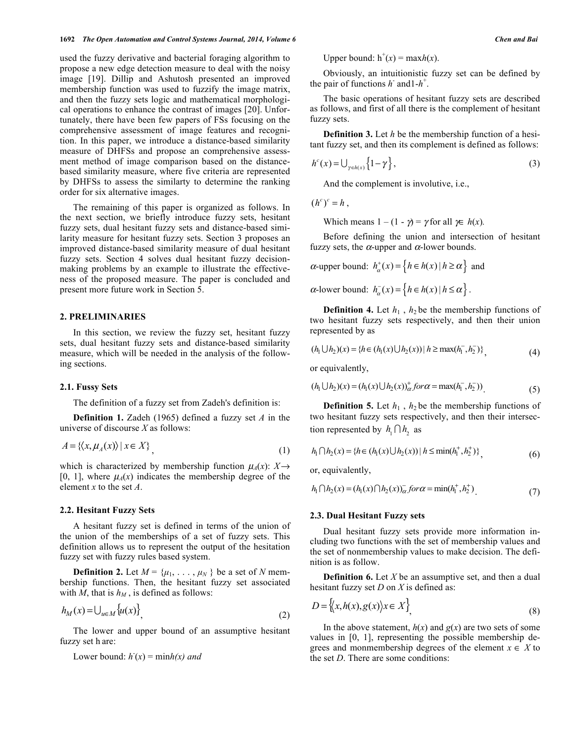used the fuzzy derivative and bacterial foraging algorithm to propose a new edge detection measure to deal with the noisy image [19]. Dillip and Ashutosh presented an improved membership function was used to fuzzify the image matrix, and then the fuzzy sets logic and mathematical morphological operations to enhance the contrast of images [20]. Unfortunately, there have been few papers of FSs focusing on the comprehensive assessment of image features and recognition. In this paper, we introduce a distance-based similarity measure of DHFSs and propose an comprehensive assessment method of image comparison based on the distance-based similarity measure, where five criteria are represented by DHFSs to assess the similarty to determine the ranking order for six alternative images.

The remaining of this paper is organized as follows. In the next section, we briefly introduce fuzzy sets, hesitant fuzzy sets, dual hesitant fuzzy sets and distance-based similarity measure for hesitant fuzzy sets. Section 3 proposes an improved distance-based similarity measure of dual hesitant fuzzy sets. Section 4 solves dual hesitant fuzzy decision-making problems by an example to illustrate the effectiveness of the proposed measure. The paper is concluded and present more future work in Section 5.

## 2. PRELIMINARIES

In this section, we review the fuzzy set, hesitant fuzzy sets, dual hesitant fuzzy sets and distance-based similarity measure, which will be needed in the analysis of the following sections.

### 2.1. Fussy Sets

The definition of a fuzzy set from Zadeh's definition is:

**Definition 1.** Zadeh (1965) defined a fuzzy set $A$ in the universe of discourse $X$ as follows:

$$A = \{\langle x, \mu_A(x) \rangle \mid x \in X\}, \tag{1}$$

which is characterized by membership function $\mu_A(x)$: $X \rightarrow [0, 1]$, where $\mu_A(x)$ indicates the membership degree of the element $x$ to the set $A$.

### 2.2. Hesitant Fuzzy Sets

A hesitant fuzzy set is defined in terms of the union of the union of the memberships of a set of fuzzy sets. This definition allows us to represent the output of the hesitation fuzzy set with fuzzy rules based system.

**Definition 2.** Let $M = \{\mu_1, \ldots, \mu_N\}$ be a set of $N$ membership functions. Then, the hesitant fuzzy set associated with $M$, that is $h_M$, is defined as follows:

$$h_M(x) = \bigcup_{u \in M} \{u(x)\}, \tag{2}$$

The lower and upper bound of an assumptive hesitant fuzzy set h are:

Lower bound: $h^-(x) = \min h(x)$ *and*

Upper bound: $h^+(x) = \max h(x)$.

Obviously, an intuitionistic fuzzy set can be defined by the pair of functions $h^-$ and $1-h^+$.

The basic operations of hesitant fuzzy sets are described as follows, and first of all there is the complement of hesitant fuzzy sets.

**Definition 3.** Let $h$ be the membership function of a hesitant fuzzy set, and then its complement is defined as follows:

$$h^c(x) = \bigcup_{\gamma \in h(x)} \{1 - \gamma\}, \tag{3}$$

And the complement is involutive, i.e.,

$$(h^c)^c = h,$$

Which means $1 - (1 - \gamma) = \gamma$ for all $\gamma \in h(x)$.

Before defining the union and intersection of hesitant fuzzy sets, the $\alpha$-upper and $\alpha$-lower bounds.

$\alpha$-upper bound: $h_\alpha^+(x) = \{h \in h(x) \mid h \geq \alpha\}$ and

$\alpha$-lower bound: $h_\alpha^-(x) = \{h \in h(x) \mid h \leq \alpha\}$.

**Definition 4.** Let $h_1$, $h_2$ be the membership functions of two hesitant fuzzy sets respectively, and then their union represented by as

$$(h_1 \bigcup h_2)(x) = \{h \in (h_1(x) \bigcup h_2(x)) \mid h \geq \max(h_1^-, h_2^-)\}, \tag{4}$$

or equivalently,

$$(h_1 \bigcup h_2)(x) = (h_1(x) \bigcup h_2(x))_\alpha^+ \; for \; \alpha = \max(h_1^-, h_2^-). \tag{5}$$

**Definition 5.** Let $h_1$, $h_2$ be the membership functions of two hesitant fuzzy sets respectively, and then their intersection represented by $h_1 \bigcap h_2$ as

$$h_1 \bigcap h_2(x) = \{h \in (h_1(x) \bigcup h_2(x)) \mid h \leq \min(h_1^+, h_2^+)\}, \tag{6}$$

or, equivalently,

$$h_1 \bigcap h_2(x) = (h_1(x) \bigcap h_2(x))_\alpha^- \; for \; \alpha = \min(h_1^+, h_2^+). \tag{7}$$

### 2.3. Dual Hesitant Fuzzy sets

Dual hesitant fuzzy sets provide more information including two functions with the set of membership values and the set of nonmembership values to make decision. The definition is as follow.

**Definition 6.** Let $X$ be an assumptive set, and then a dual hesitant fuzzy set $D$ on $X$ is defined as:

$$D = \{\langle x, h(x), g(x) \rangle x \in X\}, \tag{8}$$

In the above statement, $h(x)$ and $g(x)$ are two sets of some values in [0, 1], representing the possible membership degrees and monmembership degrees of the element $x \in X$ to the set $D$. There are some conditions: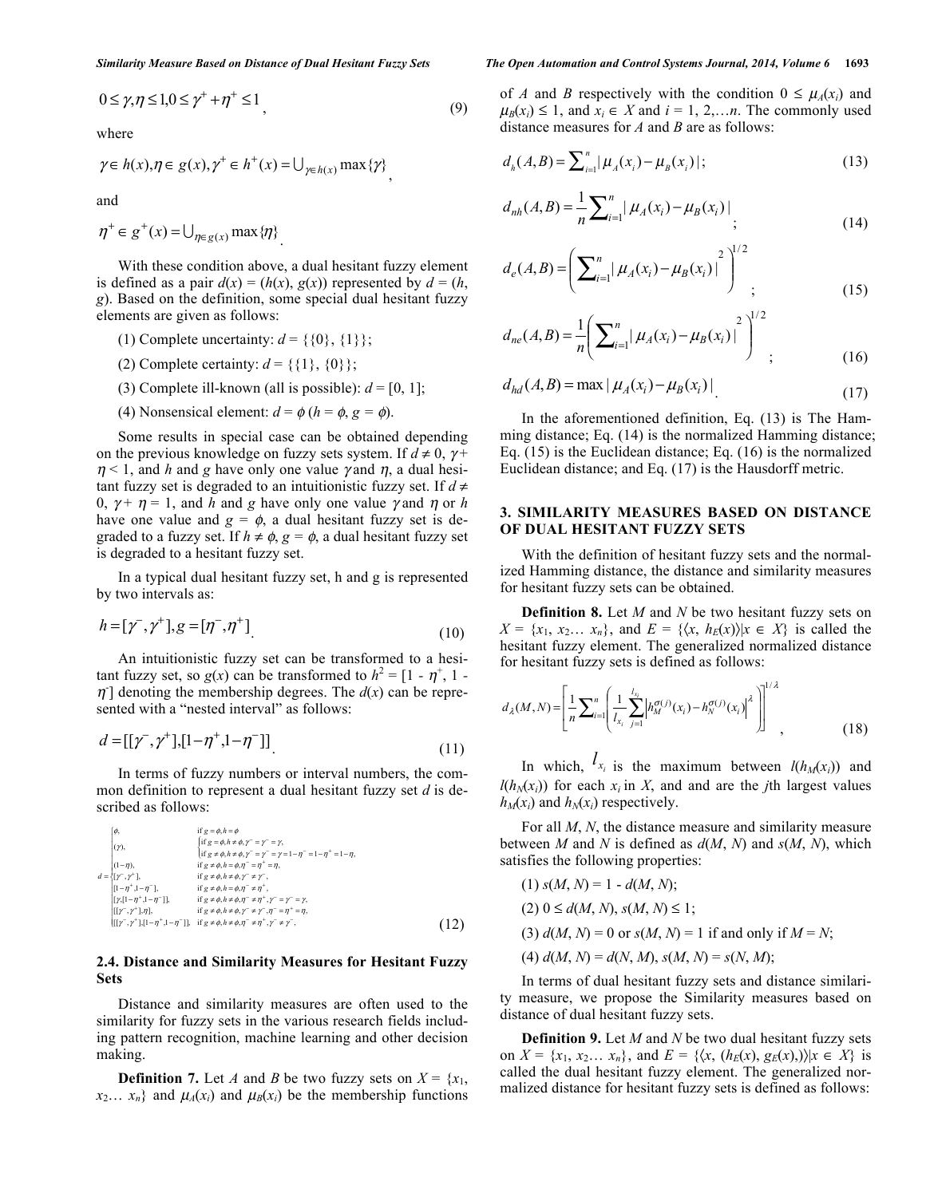$$0 \le \gamma, \eta \le 1, 0 \le \gamma^{+} + \eta^{+} \le 1, \tag{9}$$

where

$$\gamma \in h(x), \eta \in g(x), \gamma^{+} \in h^{+}(x) = \bigcup_{\gamma \in h(x)} \max\{\gamma\},$$

and

$$\eta^{+} \in g^{+}(x) = \bigcup_{\eta \in g(x)} \max\{\eta\}.$$

With these condition above, a dual hesitant fuzzy element is defined as a pair $d(x) = (h(x), g(x))$ represented by $d = (h, g)$. Based on the definition, some special dual hesitant fuzzy elements are given as follows:

(1) Complete uncertainty: $d = \{\{0\}, \{1\}\}$;

(2) Complete certainty: $d = \{\{1\}, \{0\}\}$;

(3) Complete ill-known (all is possible): $d = [0, 1]$;

(4) Nonsensical element: $d = \phi$ ($h = \phi$, $g = \phi$).

Some results in special case can be obtained depending on the previous knowledge on fuzzy sets system. If $d \ne 0$, $\gamma + \eta < 1$, and $h$ and $g$ have only one value $\gamma$ and $\eta$, a dual hesitant fuzzy set is degraded to an intuitionistic fuzzy set. If $d \ne 0$, $\gamma + \eta = 1$, and $h$ and $g$ have only one value $\gamma$ and $\eta$ or $h$ have one value and $g = \phi$, a dual hesitant fuzzy set is degraded to a fuzzy set. If $h \ne \phi$, $g = \phi$, a dual hesitant fuzzy set is degraded to a hesitant fuzzy set.

In a typical dual hesitant fuzzy set, h and g is represented by two intervals as:

$$h = [\gamma^{-}, \gamma^{+}], g = [\eta^{-}, \eta^{+}]. \tag{10}$$

An intuitionistic fuzzy set can be transformed to a hesitant fuzzy set, so $g(x)$ can be transformed to $h^2 = [1 - \eta^{+}, 1 - \eta^{-}]$ denoting the membership degrees. The $d(x)$ can be represented with a "nested interval" as follows:

$$d = [[\gamma^{-}, \gamma^{+}], [1 - \eta^{+}, 1 - \eta^{-}]]. \tag{11}$$

In terms of fuzzy numbers or interval numbers, the common definition to represent a dual hesitant fuzzy set $d$ is described as follows:

$$d = \begin{cases} \phi, & \text{if } g = \phi, h = \phi \\ (\gamma), & \begin{cases} \text{if } g = \phi, h \ne \phi, \gamma^{-} = \gamma^{-} = \gamma, \\ \text{if } g \ne \phi, h \ne \phi, \gamma^{-} = \gamma^{-} = \gamma = 1 - \eta^{-} = 1 - \eta^{+} = 1 - \eta, \end{cases} \\ (1 - \eta), & \text{if } g \ne \phi, h = \phi, \eta^{-} = \eta^{+} = \eta, \\ [\gamma^{-}, \gamma^{+}], & \text{if } g = \phi, h \ne \phi, \gamma^{-} \ne \gamma^{-}, \\ [1 - \eta^{+}, 1 - \eta^{-}], & \text{if } g \ne \phi, h = \phi, \eta^{-} \ne \eta^{+}, \\ [\gamma, [1 - \eta^{+}, 1 - \eta^{-}]], & \text{if } g \ne \phi, h \ne \phi, \eta^{-} \ne \eta^{+}, \gamma^{-} = \gamma^{-} = \gamma, \\ [[\gamma^{-}, \gamma^{+}], \eta], & \text{if } g \ne \phi, h \ne \phi, \gamma^{-} \ne \gamma^{-}, \eta^{-} = \eta^{+} = \eta, \\ [[\gamma^{-}, \gamma^{+}], [1 - \eta^{+}, 1 - \eta^{-}]], & \text{if } g \ne \phi, h \ne \phi, \eta^{-} \ne \eta^{+}, \gamma^{-} \ne \gamma^{-}, \end{cases} \tag{12}$$

### 2.4. Distance and Similarity Measures for Hesitant Fuzzy Sets

Distance and similarity measures are often used to the similarity for fuzzy sets in the various research fields including pattern recognition, machine learning and other decision making.

**Definition 7.** Let $A$ and $B$ be two fuzzy sets on $X = \{x_1, x_2 \ldots x_n\}$ and $\mu_A(x_i)$ and $\mu_B(x_i)$ be the membership functions of $A$ and $B$ respectively with the condition $0 \le \mu_A(x_i)$ and $\mu_B(x_i) \le 1$, and $x_i \in X$ and $i = 1, 2, \ldots n$. The commonly used distance measures for $A$ and $B$ are as follows:

$$d_h(A, B) = \sum_{i=1}^{n} |\mu_A(x_i) - \mu_B(x_i)|; \tag{13}$$

$$d_{nh}(A, B) = \frac{1}{n} \sum_{i=1}^{n} |\mu_A(x_i) - \mu_B(x_i)|; \tag{14}$$

$$d_e(A, B) = \left( \sum_{i=1}^{n} |\mu_A(x_i) - \mu_B(x_i)|^2 \right)^{1/2}; \tag{15}$$

$$d_{ne}(A, B) = \frac{1}{n} \left( \sum_{i=1}^{n} |\mu_A(x_i) - \mu_B(x_i)|^2 \right)^{1/2}; \tag{16}$$

$$d_{hd}(A, B) = \max |\mu_A(x_i) - \mu_B(x_i)|. \tag{17}$$

In the aforementioned definition, Eq. (13) is The Hamming distance; Eq. (14) is the normalized Hamming distance; Eq. (15) is the Euclidean distance; Eq. (16) is the normalized Euclidean distance; and Eq. (17) is the Hausdorff metric.

## 3. SIMILARITY MEASURES BASED ON DISTANCE OF DUAL HESITANT FUZZY SETS

With the definition of hesitant fuzzy sets and the normalized Hamming distance, the distance and similarity measures for hesitant fuzzy sets can be obtained.

**Definition 8.** Let $M$ and $N$ be two hesitant fuzzy sets on $X = \{x_1, x_2 \ldots x_n\}$, and $E = \{\langle x, h_E(x) \rangle | x \in X\}$ is called the hesitant fuzzy element. The generalized normalized distance for hesitant fuzzy sets is defined as follows:

$$d_{\lambda}(M, N) = \left[ \frac{1}{n} \sum_{i=1}^{n} \left( \frac{1}{l_{x_i}} \sum_{j=1}^{l_{x_i}} \left| h_M^{\sigma(j)}(x_i) - h_N^{\sigma(j)}(x_i) \right|^{\lambda} \right) \right]^{1/\lambda}, \tag{18}$$

In which, $l_{x_i}$ is the maximum between $l(h_M(x_i))$ and $l(h_N(x_i))$ for each $x_i$ in X, and and are the $j$th largest values $h_M(x_i)$ and $h_N(x_i)$ respectively.

For all $M$, $N$, the distance measure and similarity measure between $M$ and $N$ is defined as $d(M, N)$ and $s(M, N)$, which satisfies the following properties:

(1) $s(M, N) = 1 - d(M, N)$;

(2) $0 \le d(M, N), s(M, N) \le 1$;

(3) $d(M, N) = 0$ or $s(M, N) = 1$ if and only if $M = N$;

(4) $d(M, N) = d(N, M)$, $s(M, N) = s(N, M)$;

In terms of dual hesitant fuzzy sets and distance similarity measure, we propose the Similarity measures based on distance of dual hesitant fuzzy sets.

**Definition 9.** Let $M$ and $N$ be two dual hesitant fuzzy sets on $X = \{x_1, x_2 \ldots x_n\}$, and $E = \{\langle x, (h_E(x), g_E(x),) \rangle | x \in X\}$ is called the dual hesitant fuzzy element. The generalized normalized distance for hesitant fuzzy sets is defined as follows: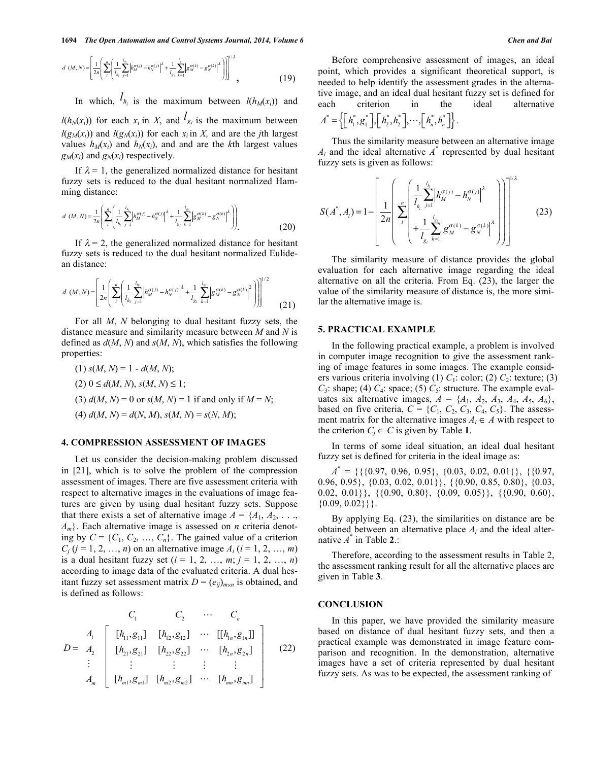$$d\,(M,N)=\left[\frac{1}{2n}\left(\sum_{i}^{n}\left(\frac{1}{l_{h_i}}\sum_{j=1}^{l_{h_i}}\left|h_M^{\sigma(j)}-h_N^{\sigma(j)}\right|^{\lambda}+\frac{1}{l_{g_i}}\sum_{k=1}^{l_{g_i}}\left|g_M^{\sigma(k)}-g_N^{\sigma(k)}\right|^{\lambda}\right)\right)\right]^{1/\lambda}, \tag{19}$$

In which, $l_{h_i}$ is the maximum between $l(h_M(x_i))$ and $l(h_N(x_i))$ for each $x_i$ in $X$, and $l_{g_i}$ is the maximum between $l(g_M(x_i))$ and $l(g_N(x_i))$ for each $x_i$ in $X$, and are the $j$th largest values $h_M(x_i)$ and $h_N(x_i)$, and and are the $k$th largest values $g_M(x_i)$ and $g_N(x_i)$ respectively.

If $\lambda = 1$, the generalized normalized distance for hesitant fuzzy sets is reduced to the dual hesitant normalized Hamming distance:

$$d\,(M,N)=\frac{1}{2n}\left(\sum_{i}^{n}\left(\frac{1}{l_{h_i}}\sum_{j=1}^{l_{h_i}}\left|h_M^{\sigma(j)}-h_N^{\sigma(j)}\right|^{\lambda}+\frac{1}{l_{g_i}}\sum_{k=1}^{l_{g_i}}\left|g_M^{\sigma(k)}-g_N^{\sigma(k)}\right|^{\lambda}\right)\right). \tag{20}$$

If $\lambda = 2$, the generalized normalized distance for hesitant fuzzy sets is reduced to the dual hesitant normalized Eulidean distance:

$$d\,(M,N)=\left[\frac{1}{2n}\left(\sum_{i}^{n}\left(\frac{1}{l_{h_i}}\sum_{j=1}^{l_{h_i}}\left|h_M^{\sigma(j)}-h_N^{\sigma(j)}\right|^{2}+\frac{1}{l_{g_i}}\sum_{k=1}^{l_{g_i}}\left|g_M^{\sigma(k)}-g_N^{\sigma(k)}\right|^{2}\right)\right)\right]^{1/2} \tag{21}$$

For all $M$, $N$ belonging to dual hesitant fuzzy sets, the distance measure and similarity measure between $M$ and $N$ is defined as $d(M, N)$ and $s(M, N)$, which satisfies the following properties:

(1) $s(M, N) = 1 - d(M, N)$;

(2) $0 \le d(M, N), s(M, N) \le 1$;

(3) $d(M, N) = 0$ or $s(M, N) = 1$ if and only if $M = N$;

(4) $d(M, N) = d(N, M)$, $s(M, N) = s(N, M)$;

## 4. COMPRESSION ASSESSMENT OF IMAGES

Let us consider the decision-making problem discussed in [21], which is to solve the problem of the compression assessment of images. There are five assessment criteria with respect to alternative images in the evaluations of image features are given by using dual hesitant fuzzy sets. Suppose that there exists a set of alternative image $A = \{A_1, A_2, \ldots, A_m\}$. Each alternative image is assessed on $n$ criteria denoting by $C = \{C_1, C_2, \ldots, C_n\}$. The gained value of a criterion $C_j$ ($j = 1, 2, \ldots, n$) on an alternative image $A_i$ ($i = 1, 2, \ldots, m$) is a dual hesitant fuzzy set ($i = 1, 2, \ldots, m$; $j = 1, 2, \ldots, n$) according to image data of the evaluated criteria. A dual hesitant fuzzy set assessment matrix $D = (e_{ij})_{m\times n}$ is obtained, and is defined as follows:

$$D=\begin{array}{c} \\ A_1 \\ A_2 \\ \vdots \\ A_m \end{array}\begin{array}{c} \begin{array}{cccc} \quad C_1 & \quad\; C_2 & \cdots & \quad C_n \end{array} \\ \begin{bmatrix} [h_{11},g_{11}] & [h_{12},g_{12}] & \cdots & [[h_{1n},g_{1n}]] \\ [h_{21},g_{21}] & [h_{22},g_{22}] & \cdots & [h_{2n},g_{2n}] \\ \vdots & \vdots & \vdots & \vdots \\ [h_{m1},g_{m1}] & [h_{m2},g_{m2}] & \cdots & [h_{mn},g_{mn}] \end{bmatrix} \end{array} \tag{22}$$

Before comprehensive assessment of images, an ideal point, which provides a significant theoretical support, is needed to help identify the assessment grades in the alternative image, and an ideal dual hesitant fuzzy set is defined for each criterion in the ideal alternative $A^* = \left\{\left[h_1^*, g_1^*\right], \left[h_2^*, h_2^*\right], \cdots, \left[h_n^*, h_n^*\right]\right\}$.

Thus the similarity measure between an alternative image $A_i$ and the ideal alternative $A^*$ represented by dual hesitant fuzzy sets is given as follows:

$$S(A^*, A_i) = 1 - \left[\frac{1}{2n}\sum_{i}^{n}\left(\frac{1}{l_{h_i}}\sum_{j=1}^{l_{h_i}}\left|h_M^{\sigma(j)}-h_N^{\sigma(j)}\right|^{\lambda}+\frac{1}{l_{g_i}}\sum_{k=1}^{l_{g_i}}\left|g_M^{\sigma(k)}-g_N^{\sigma(k)}\right|^{\lambda}\right)\right]^{1/\lambda} \tag{23}$$

The similarity measure of distance provides the global evaluation for each alternative image regarding the ideal alternative on all the criteria. From Eq. (23), the larger the value of the similarity measure of distance is, the more similar the alternative image is.

## 5. PRACTICAL EXAMPLE

In the following practical example, a problem is involved in computer image recognition to give the assessment ranking of image features in some images. The example considers various criteria involving (1) $C_1$: color; (2) $C_2$: texture; (3) $C_3$: shape; (4) $C_4$: space; (5) $C_5$: structure. The example evaluates six alternative images, $A = \{A_1, A_2, A_3, A_4, A_5, A_6\}$, based on five criteria, $C = \{C_1, C_2, C_3, C_4, C_5\}$. The assessment matrix for the alternative images $A_i \in A$ with respect to the criterion $C_j \in C$ is given by Table **1**.

In terms of some ideal situation, an ideal dual hesitant fuzzy set is defined for criteria in the ideal image as:

$A^* = \{\{\{0.97, 0.96, 0.95\}, \{0.03, 0.02, 0.01\}\}, \{\{0.97, 0.96, 0.95\}, \{0.03, 0.02, 0.01\}\}, \{\{0.90, 0.85, 0.80\}, \{0.03, 0.02, 0.01\}\}, \{\{0.90, 0.80\}, \{0.09, 0.05\}\}, \{\{0.90, 0.60\}, \{0.09, 0.02\}\}\}$.

By applying Eq. (23), the similarities on distance are be obtained between an alternative place $A_i$ and the ideal alternative $A^*$ in Table **2**.:

Therefore, according to the assessment results in Table 2, the assessment ranking result for all the alternative places are given in Table **3**.

## CONCLUSION

In this paper, we have provided the similarity measure based on distance of dual hesitant fuzzy sets, and then a practical example was demonstrated in image feature comparison and recognition. In the demonstration, alternative images have a set of criteria represented by dual hesitant fuzzy sets. As was to be expected, the assessment ranking of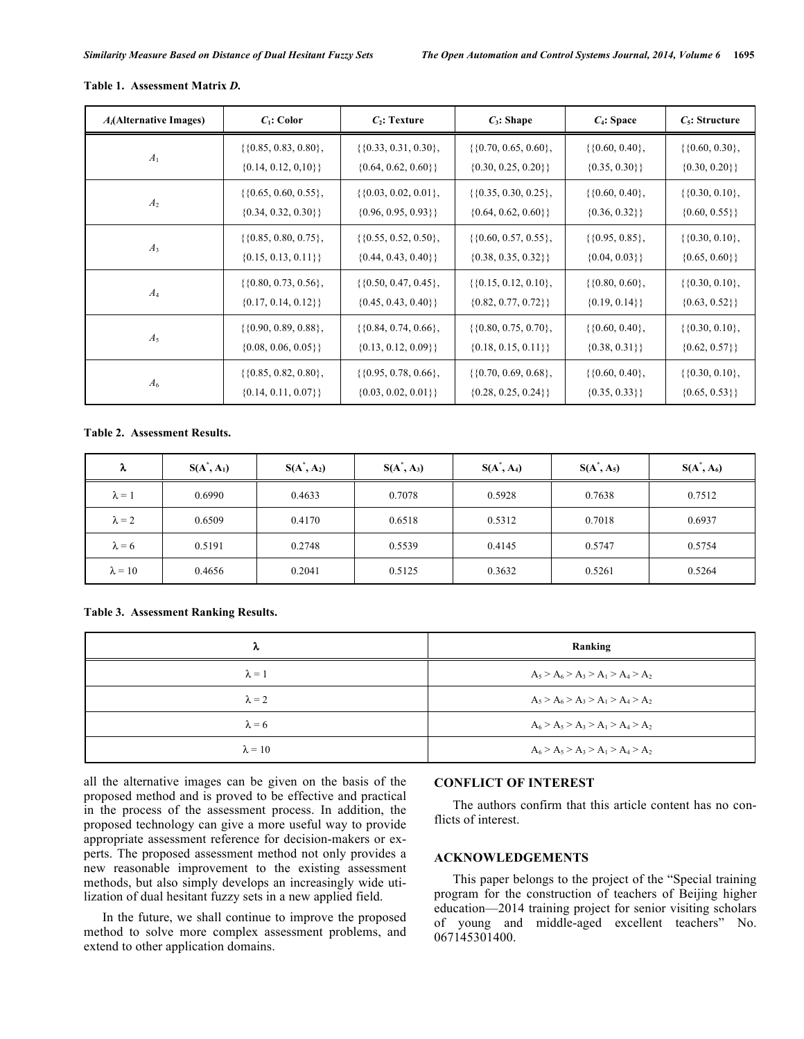**Table 1. Assessment Matrix *D*.**

| $A_i$(Alternative Images) | $C_1$: Color | $C_2$: Texture | $C_3$: Shape | $C_4$: Space | $C_5$: Structure |
|---|---|---|---|---|---|
| $A_1$ | {{0.85, 0.83, 0.80}, {0.14, 0.12, 0,10}} | {{0.33, 0.31, 0.30}, {0.64, 0.62, 0.60}} | {{0.70, 0.65, 0.60}, {0.30, 0.25, 0.20}} | {{0.60, 0.40}, {0.35, 0.30}} | {{0.60, 0.30}, {0.30, 0.20}} |
| $A_2$ | {{0.65, 0.60, 0.55}, {0.34, 0.32, 0.30}} | {{0.03, 0.02, 0.01}, {0.96, 0.95, 0.93}} | {{0.35, 0.30, 0.25}, {0.64, 0.62, 0.60}} | {{0.60, 0.40}, {0.36, 0.32}} | {{0.30, 0.10}, {0.60, 0.55}} |
| $A_3$ | {{0.85, 0.80, 0.75}, {0.15, 0.13, 0.11}} | {{0.55, 0.52, 0.50}, {0.44, 0.43, 0.40}} | {{0.60, 0.57, 0.55}, {0.38, 0.35, 0.32}} | {{0.95, 0.85}, {0.04, 0.03}} | {{0.30, 0.10}, {0.65, 0.60}} |
| $A_4$ | {{0.80, 0.73, 0.56}, {0.17, 0.14, 0.12}} | {{0.50, 0.47, 0.45}, {0.45, 0.43, 0.40}} | {{0.15, 0.12, 0.10}, {0.82, 0.77, 0.72}} | {{0.80, 0.60}, {0.19, 0.14}} | {{0.30, 0.10}, {0.63, 0.52}} |
| $A_5$ | {{0.90, 0.89, 0.88}, {0.08, 0.06, 0.05}} | {{0.84, 0.74, 0.66}, {0.13, 0.12, 0.09}} | {{0.80, 0.75, 0.70}, {0.18, 0.15, 0.11}} | {{0.60, 0.40}, {0.38, 0.31}} | {{0.30, 0.10}, {0.62, 0.57}} |
| $A_6$ | {{0.85, 0.82, 0.80}, {0.14, 0.11, 0.07}} | {{0.95, 0.78, 0.66}, {0.03, 0.02, 0.01}} | {{0.70, 0.69, 0.68}, {0.28, 0.25, 0.24}} | {{0.60, 0.40}, {0.35, 0.33}} | {{0.30, 0.10}, {0.65, 0.53}} |

**Table 2. Assessment Results.**

| $\lambda$ | $S(A^*, A_1)$ | $S(A^*, A_2)$ | $S(A^*, A_3)$ | $S(A^*, A_4)$ | $S(A^*, A_5)$ | $S(A^*, A_6)$ |
|---|---|---|---|---|---|---|
| $\lambda = 1$ | 0.6990 | 0.4633 | 0.7078 | 0.5928 | 0.7638 | 0.7512 |
| $\lambda = 2$ | 0.6509 | 0.4170 | 0.6518 | 0.5312 | 0.7018 | 0.6937 |
| $\lambda = 6$ | 0.5191 | 0.2748 | 0.5539 | 0.4145 | 0.5747 | 0.5754 |
| $\lambda = 10$ | 0.4656 | 0.2041 | 0.5125 | 0.3632 | 0.5261 | 0.5264 |

**Table 3. Assessment Ranking Results.**

| $\lambda$ | Ranking |
|---|---|
| $\lambda = 1$ | $A_5 > A_6 > A_3 > A_1 > A_4 > A_2$ |
| $\lambda = 2$ | $A_5 > A_6 > A_3 > A_1 > A_4 > A_2$ |
| $\lambda = 6$ | $A_6 > A_5 > A_3 > A_1 > A_4 > A_2$ |
| $\lambda = 10$ | $A_6 > A_5 > A_3 > A_1 > A_4 > A_2$ |

all the alternative images can be given on the basis of the proposed method and is proved to be effective and practical in the process of the assessment process. In addition, the proposed technology can give a more useful way to provide appropriate assessment reference for decision-makers or experts. The proposed assessment method not only provides a new reasonable improvement to the existing assessment methods, but also simply develops an increasingly wide utilization of dual hesitant fuzzy sets in a new applied field.

In the future, we shall continue to improve the proposed method to solve more complex assessment problems, and extend to other application domains.

## CONFLICT OF INTEREST

The authors confirm that this article content has no conflicts of interest.

## ACKNOWLEDGEMENTS

This paper belongs to the project of the "Special training program for the construction of teachers of Beijing higher education—2014 training project for senior visiting scholars of young and middle-aged excellent teachers" No. 067145301400.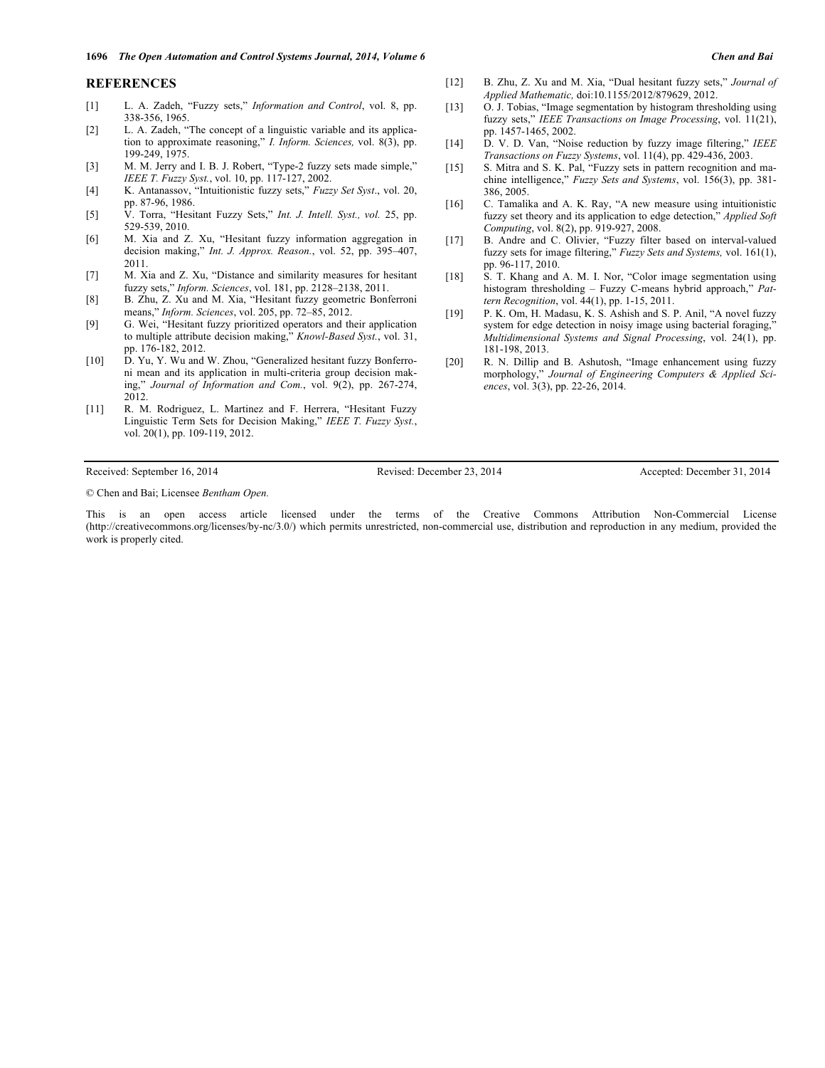## REFERENCES

[1] L. A. Zadeh, "Fuzzy sets," *Information and Control*, vol. 8, pp. 338-356, 1965.

[2] L. A. Zadeh, "The concept of a linguistic variable and its application to approximate reasoning," *I. Inform. Sciences,* vol. 8(3), pp. 199-249, 1975.

[3] M. M. Jerry and I. B. J. Robert, "Type-2 fuzzy sets made simple," *IEEE T. Fuzzy Syst.*, vol. 10, pp. 117-127, 2002.

[4] K. Antanassov, "Intuitionistic fuzzy sets," *Fuzzy Set Syst*., vol. 20, pp. 87-96, 1986.

[5] V. Torra, "Hesitant Fuzzy Sets," *Int. J. Intell. Syst., vol.* 25, pp. 529-539, 2010.

[6] M. Xia and Z. Xu, "Hesitant fuzzy information aggregation in decision making," *Int. J. Approx. Reason.*, vol. 52, pp. 395–407, 2011.

[7] M. Xia and Z. Xu, "Distance and similarity measures for hesitant fuzzy sets," *Inform. Sciences*, vol. 181, pp. 2128–2138, 2011.

[8] B. Zhu, Z. Xu and M. Xia, "Hesitant fuzzy geometric Bonferroni means," *Inform. Sciences*, vol. 205, pp. 72–85, 2012.

[9] G. Wei, "Hesitant fuzzy prioritized operators and their application to multiple attribute decision making," *Knowl-Based Syst.*, vol. 31, pp. 176-182, 2012.

[10] D. Yu, Y. Wu and W. Zhou, "Generalized hesitant fuzzy Bonferroni mean and its application in multi-criteria group decision making," *Journal of Information and Com.*, vol. 9(2), pp. 267-274, 2012.

[11] R. M. Rodriguez, L. Martinez and F. Herrera, "Hesitant Fuzzy Linguistic Term Sets for Decision Making," *IEEE T. Fuzzy Syst.*, vol. 20(1), pp. 109-119, 2012.

[12] B. Zhu, Z. Xu and M. Xia, "Dual hesitant fuzzy sets," *Journal of Applied Mathematic,* doi:10.1155/2012/879629, 2012.

[13] O. J. Tobias, "Image segmentation by histogram thresholding using fuzzy sets," *IEEE Transactions on Image Processing*, vol. 11(21), pp. 1457-1465, 2002.

[14] D. V. D. Van, "Noise reduction by fuzzy image filtering," *IEEE Transactions on Fuzzy Systems*, vol. 11(4), pp. 429-436, 2003.

[15] S. Mitra and S. K. Pal, "Fuzzy sets in pattern recognition and machine intelligence," *Fuzzy Sets and Systems*, vol. 156(3), pp. 381-386, 2005.

[16] C. Tamalika and A. K. Ray, "A new measure using intuitionistic fuzzy set theory and its application to edge detection," *Applied Soft Computing*, vol. 8(2), pp. 919-927, 2008.

[17] B. Andre and C. Olivier, "Fuzzy filter based on interval-valued fuzzy sets for image filtering," *Fuzzy Sets and Systems,* vol. 161(1), pp. 96-117, 2010.

[18] S. T. Khang and A. M. I. Nor, "Color image segmentation using histogram thresholding – Fuzzy C-means hybrid approach," *Pattern Recognition*, vol. 44(1), pp. 1-15, 2011.

[19] P. K. Om, H. Madasu, K. S. Ashish and S. P. Anil, "A novel fuzzy system for edge detection in noisy image using bacterial foraging," *Multidimensional Systems and Signal Processing*, vol. 24(1), pp. 181-198, 2013.

[20] R. N. Dillip and B. Ashutosh, "Image enhancement using fuzzy morphology," *Journal of Engineering Computers & Applied Sciences*, vol. 3(3), pp. 22-26, 2014.

---

Received: September 16, 2014 Revised: December 23, 2014 Accepted: December 31, 2014

© Chen and Bai; Licensee *Bentham Open.*

This is an open access article licensed under the terms of the Creative Commons Attribution Non-Commercial License (http://creativecommons.org/licenses/by-nc/3.0/) which permits unrestricted, non-commercial use, distribution and reproduction in any medium, provided the work is properly cited.